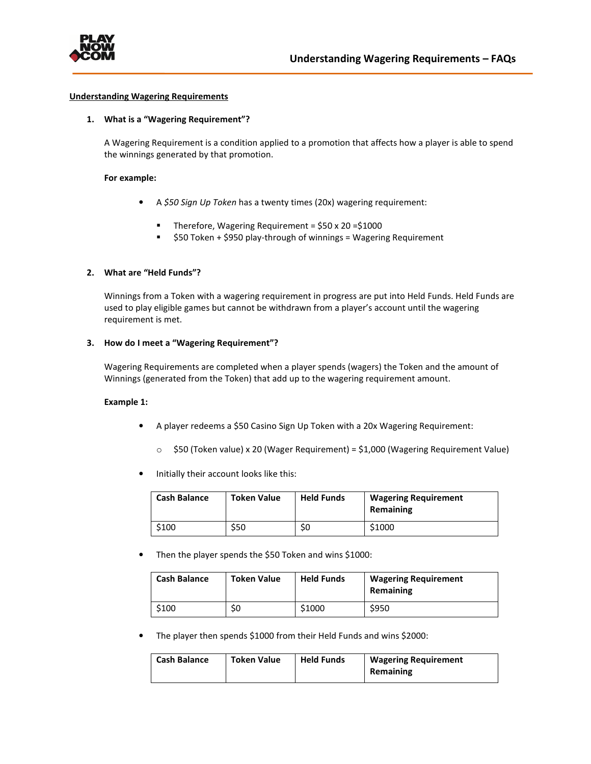## Understanding Wagering Requirements

### 1. What is a "Wagering Requirement"?

A Wagering Requirement is a condition applied to a promotion that affects how a player is able to spend the winnings generated by that promotion.

**For example:**

- A *$50 Sign Up Token* has a twenty times (20x) wagering requirement:
  - Therefore, Wagering Requirement = $50 x 20 =$1000
  - $50 Token + $950 play-through of winnings = Wagering Requirement

### 2. What are "Held Funds"?

Winnings from a Token with a wagering requirement in progress are put into Held Funds. Held Funds are used to play eligible games but cannot be withdrawn from a player's account until the wagering requirement is met.

### 3. How do I meet a "Wagering Requirement"?

Wagering Requirements are completed when a player spends (wagers) the Token and the amount of Winnings (generated from the Token) that add up to the wagering requirement amount.

**Example 1:**

- A player redeems a $50 Casino Sign Up Token with a 20x Wagering Requirement:
  - $50 (Token value) x 20 (Wager Requirement) = $1,000 (Wagering Requirement Value)
- Initially their account looks like this:

| Cash Balance | Token Value | Held Funds | Wagering Requirement Remaining |
|---|---|---|---|
| $100 | $50 | $0 | $1000 |

- Then the player spends the $50 Token and wins $1000:

| Cash Balance | Token Value | Held Funds | Wagering Requirement Remaining |
|---|---|---|---|
| $100 | $0 | $1000 | $950 |

- The player then spends $1000 from their Held Funds and wins $2000:

| Cash Balance | Token Value | Held Funds | Wagering Requirement Remaining |
|---|---|---|---|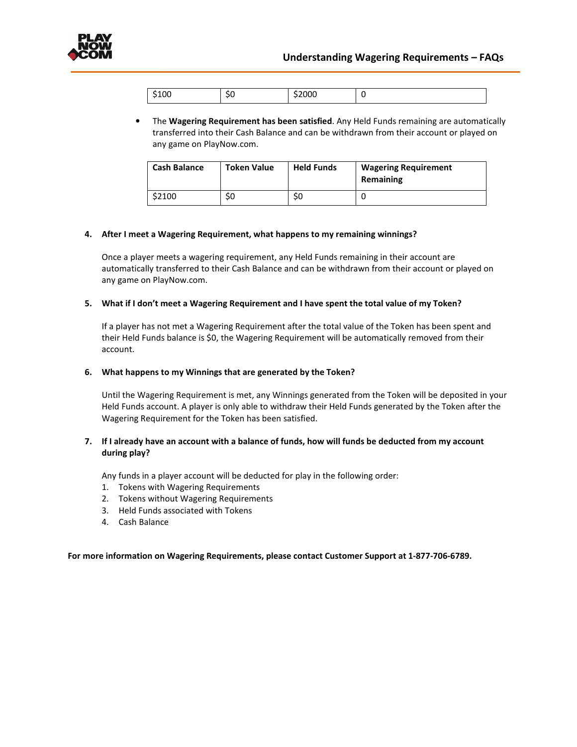| | | | |
|---|---|---|---|
| $100 | $0 | $2000 | 0 |

- The **Wagering Requirement has been satisfied**. Any Held Funds remaining are automatically transferred into their Cash Balance and can be withdrawn from their account or played on any game on PlayNow.com.

| Cash Balance | Token Value | Held Funds | Wagering Requirement Remaining |
|---|---|---|---|
| $2100 | $0 | $0 | 0 |

**4. After I meet a Wagering Requirement, what happens to my remaining winnings?**

Once a player meets a wagering requirement, any Held Funds remaining in their account are automatically transferred to their Cash Balance and can be withdrawn from their account or played on any game on PlayNow.com.

**5. What if I don't meet a Wagering Requirement and I have spent the total value of my Token?**

If a player has not met a Wagering Requirement after the total value of the Token has been spent and their Held Funds balance is $0, the Wagering Requirement will be automatically removed from their account.

**6. What happens to my Winnings that are generated by the Token?**

Until the Wagering Requirement is met, any Winnings generated from the Token will be deposited in your Held Funds account. A player is only able to withdraw their Held Funds generated by the Token after the Wagering Requirement for the Token has been satisfied.

**7. If I already have an account with a balance of funds, how will funds be deducted from my account during play?**

Any funds in a player account will be deducted for play in the following order:

1. Tokens with Wagering Requirements
2. Tokens without Wagering Requirements
3. Held Funds associated with Tokens
4. Cash Balance

**For more information on Wagering Requirements, please contact Customer Support at 1-877-706-6789.**